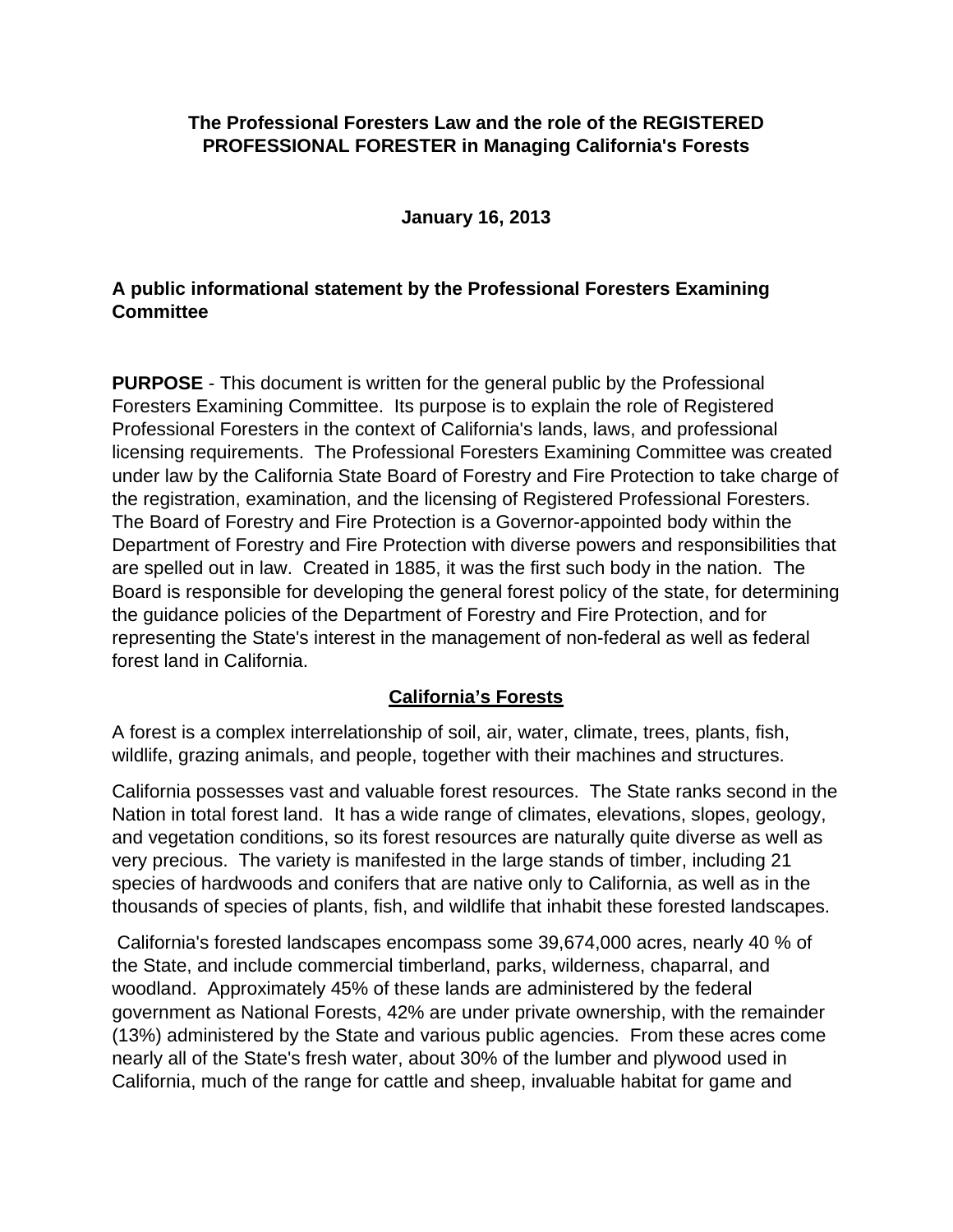# The Professional Foresters Law and the role of the REGISTERED PROFESSIONAL FORESTER in Managing California's Forests

**January 16, 2013**

**A public informational statement by the Professional Foresters Examining Committee**

**PURPOSE** - This document is written for the general public by the Professional Foresters Examining Committee. Its purpose is to explain the role of Registered Professional Foresters in the context of California's lands, laws, and professional licensing requirements. The Professional Foresters Examining Committee was created under law by the California State Board of Forestry and Fire Protection to take charge of the registration, examination, and the licensing of Registered Professional Foresters. The Board of Forestry and Fire Protection is a Governor-appointed body within the Department of Forestry and Fire Protection with diverse powers and responsibilities that are spelled out in law. Created in 1885, it was the first such body in the nation. The Board is responsible for developing the general forest policy of the state, for determining the guidance policies of the Department of Forestry and Fire Protection, and for representing the State's interest in the management of non-federal as well as federal forest land in California.

## California's Forests

A forest is a complex interrelationship of soil, air, water, climate, trees, plants, fish, wildlife, grazing animals, and people, together with their machines and structures.

California possesses vast and valuable forest resources. The State ranks second in the Nation in total forest land. It has a wide range of climates, elevations, slopes, geology, and vegetation conditions, so its forest resources are naturally quite diverse as well as very precious. The variety is manifested in the large stands of timber, including 21 species of hardwoods and conifers that are native only to California, as well as in the thousands of species of plants, fish, and wildlife that inhabit these forested landscapes.

California's forested landscapes encompass some 39,674,000 acres, nearly 40 % of the State, and include commercial timberland, parks, wilderness, chaparral, and woodland. Approximately 45% of these lands are administered by the federal government as National Forests, 42% are under private ownership, with the remainder (13%) administered by the State and various public agencies. From these acres come nearly all of the State's fresh water, about 30% of the lumber and plywood used in California, much of the range for cattle and sheep, invaluable habitat for game and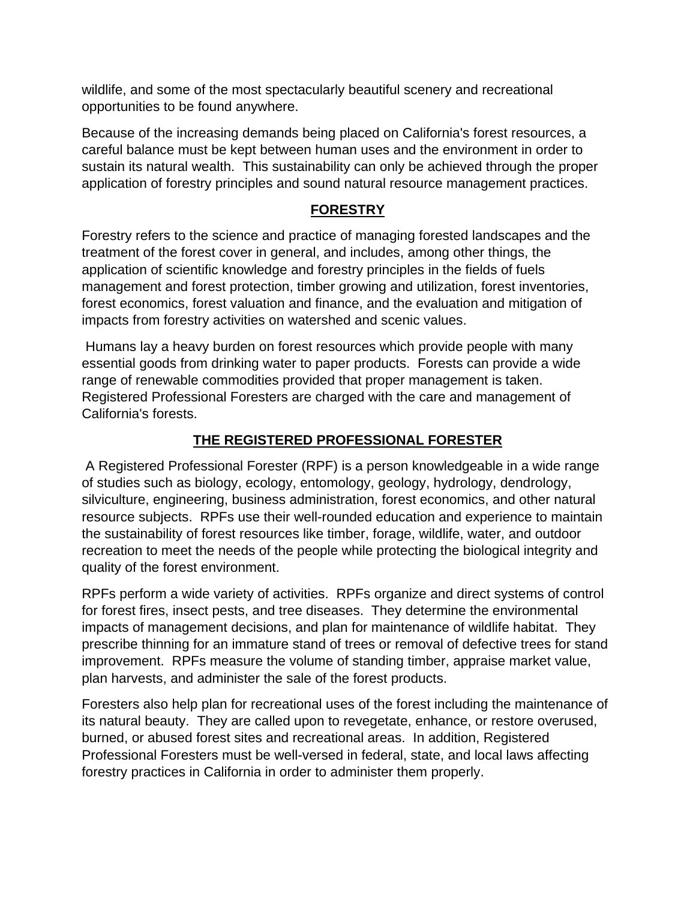wildlife, and some of the most spectacularly beautiful scenery and recreational opportunities to be found anywhere.

Because of the increasing demands being placed on California's forest resources, a careful balance must be kept between human uses and the environment in order to sustain its natural wealth. This sustainability can only be achieved through the proper application of forestry principles and sound natural resource management practices.

## FORESTRY

Forestry refers to the science and practice of managing forested landscapes and the treatment of the forest cover in general, and includes, among other things, the application of scientific knowledge and forestry principles in the fields of fuels management and forest protection, timber growing and utilization, forest inventories, forest economics, forest valuation and finance, and the evaluation and mitigation of impacts from forestry activities on watershed and scenic values.

Humans lay a heavy burden on forest resources which provide people with many essential goods from drinking water to paper products. Forests can provide a wide range of renewable commodities provided that proper management is taken. Registered Professional Foresters are charged with the care and management of California's forests.

## THE REGISTERED PROFESSIONAL FORESTER

A Registered Professional Forester (RPF) is a person knowledgeable in a wide range of studies such as biology, ecology, entomology, geology, hydrology, dendrology, silviculture, engineering, business administration, forest economics, and other natural resource subjects. RPFs use their well-rounded education and experience to maintain the sustainability of forest resources like timber, forage, wildlife, water, and outdoor recreation to meet the needs of the people while protecting the biological integrity and quality of the forest environment.

RPFs perform a wide variety of activities. RPFs organize and direct systems of control for forest fires, insect pests, and tree diseases. They determine the environmental impacts of management decisions, and plan for maintenance of wildlife habitat. They prescribe thinning for an immature stand of trees or removal of defective trees for stand improvement. RPFs measure the volume of standing timber, appraise market value, plan harvests, and administer the sale of the forest products.

Foresters also help plan for recreational uses of the forest including the maintenance of its natural beauty. They are called upon to revegetate, enhance, or restore overused, burned, or abused forest sites and recreational areas. In addition, Registered Professional Foresters must be well-versed in federal, state, and local laws affecting forestry practices in California in order to administer them properly.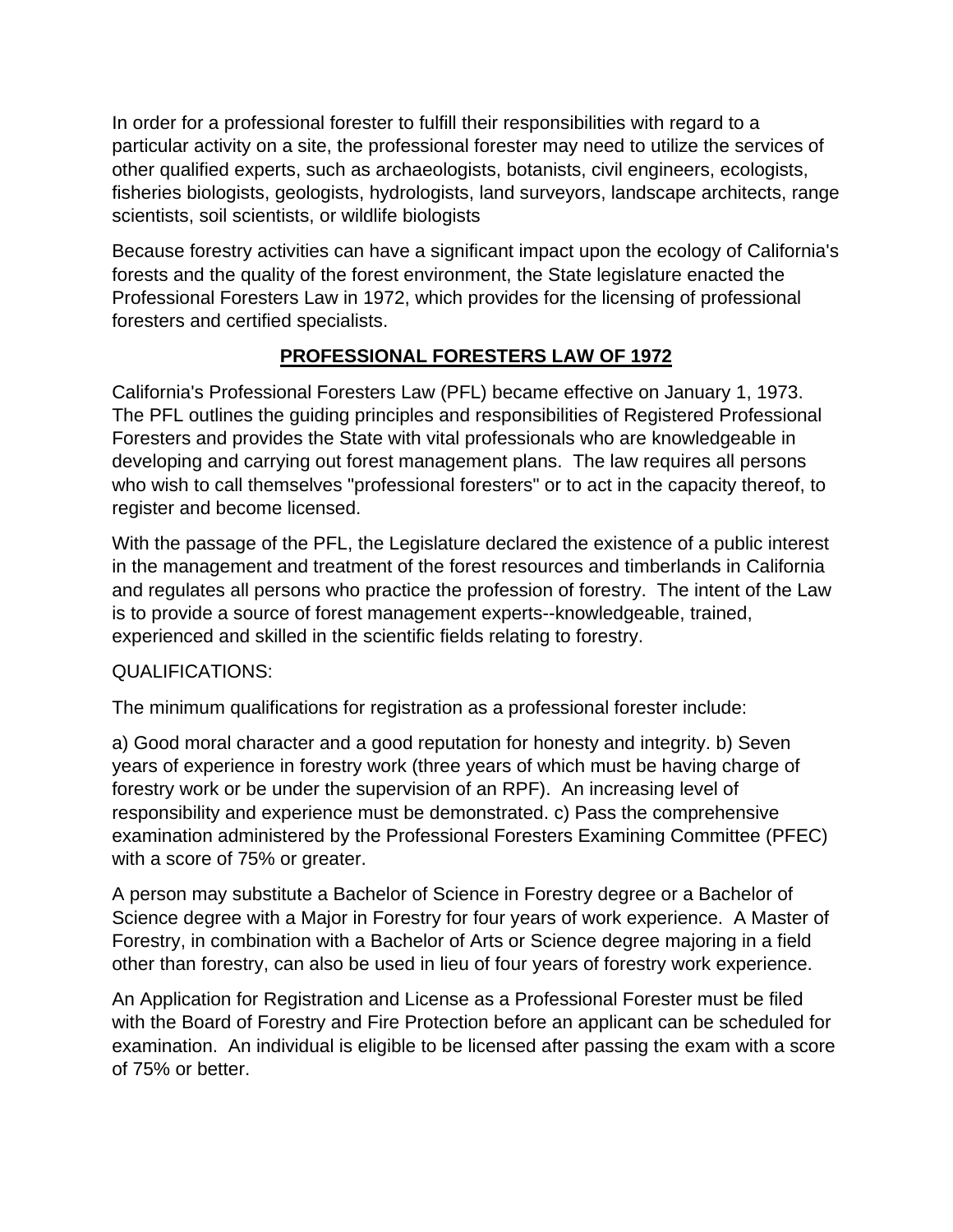In order for a professional forester to fulfill their responsibilities with regard to a particular activity on a site, the professional forester may need to utilize the services of other qualified experts, such as archaeologists, botanists, civil engineers, ecologists, fisheries biologists, geologists, hydrologists, land surveyors, landscape architects, range scientists, soil scientists, or wildlife biologists

Because forestry activities can have a significant impact upon the ecology of California's forests and the quality of the forest environment, the State legislature enacted the Professional Foresters Law in 1972, which provides for the licensing of professional foresters and certified specialists.

## PROFESSIONAL FORESTERS LAW OF 1972

California's Professional Foresters Law (PFL) became effective on January 1, 1973. The PFL outlines the guiding principles and responsibilities of Registered Professional Foresters and provides the State with vital professionals who are knowledgeable in developing and carrying out forest management plans. The law requires all persons who wish to call themselves "professional foresters" or to act in the capacity thereof, to register and become licensed.

With the passage of the PFL, the Legislature declared the existence of a public interest in the management and treatment of the forest resources and timberlands in California and regulates all persons who practice the profession of forestry. The intent of the Law is to provide a source of forest management experts--knowledgeable, trained, experienced and skilled in the scientific fields relating to forestry.

QUALIFICATIONS:

The minimum qualifications for registration as a professional forester include:

a) Good moral character and a good reputation for honesty and integrity. b) Seven years of experience in forestry work (three years of which must be having charge of forestry work or be under the supervision of an RPF). An increasing level of responsibility and experience must be demonstrated. c) Pass the comprehensive examination administered by the Professional Foresters Examining Committee (PFEC) with a score of 75% or greater.

A person may substitute a Bachelor of Science in Forestry degree or a Bachelor of Science degree with a Major in Forestry for four years of work experience. A Master of Forestry, in combination with a Bachelor of Arts or Science degree majoring in a field other than forestry, can also be used in lieu of four years of forestry work experience.

An Application for Registration and License as a Professional Forester must be filed with the Board of Forestry and Fire Protection before an applicant can be scheduled for examination. An individual is eligible to be licensed after passing the exam with a score of 75% or better.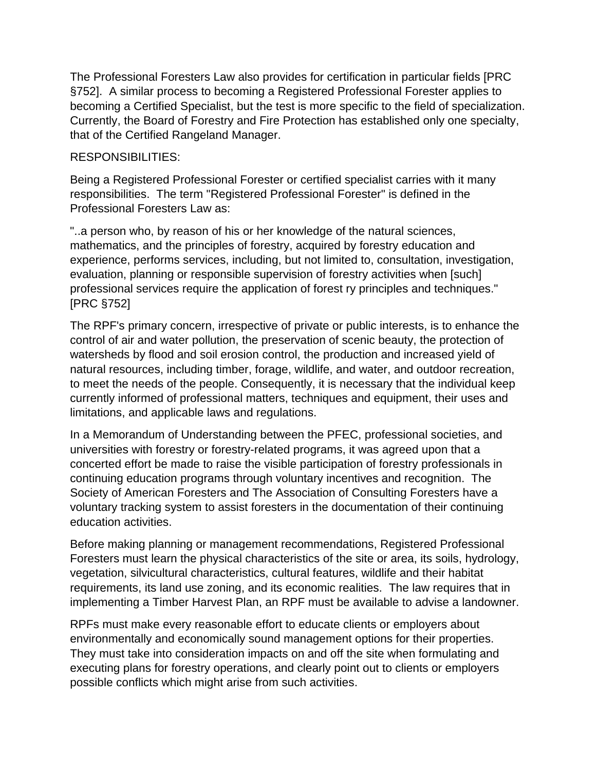The Professional Foresters Law also provides for certification in particular fields [PRC §752]. A similar process to becoming a Registered Professional Forester applies to becoming a Certified Specialist, but the test is more specific to the field of specialization. Currently, the Board of Forestry and Fire Protection has established only one specialty, that of the Certified Rangeland Manager.

RESPONSIBILITIES:

Being a Registered Professional Forester or certified specialist carries with it many responsibilities. The term "Registered Professional Forester" is defined in the Professional Foresters Law as:

"..a person who, by reason of his or her knowledge of the natural sciences, mathematics, and the principles of forestry, acquired by forestry education and experience, performs services, including, but not limited to, consultation, investigation, evaluation, planning or responsible supervision of forestry activities when [such] professional services require the application of forest ry principles and techniques." [PRC §752]

The RPF's primary concern, irrespective of private or public interests, is to enhance the control of air and water pollution, the preservation of scenic beauty, the protection of watersheds by flood and soil erosion control, the production and increased yield of natural resources, including timber, forage, wildlife, and water, and outdoor recreation, to meet the needs of the people. Consequently, it is necessary that the individual keep currently informed of professional matters, techniques and equipment, their uses and limitations, and applicable laws and regulations.

In a Memorandum of Understanding between the PFEC, professional societies, and universities with forestry or forestry-related programs, it was agreed upon that a concerted effort be made to raise the visible participation of forestry professionals in continuing education programs through voluntary incentives and recognition. The Society of American Foresters and The Association of Consulting Foresters have a voluntary tracking system to assist foresters in the documentation of their continuing education activities.

Before making planning or management recommendations, Registered Professional Foresters must learn the physical characteristics of the site or area, its soils, hydrology, vegetation, silvicultural characteristics, cultural features, wildlife and their habitat requirements, its land use zoning, and its economic realities. The law requires that in implementing a Timber Harvest Plan, an RPF must be available to advise a landowner.

RPFs must make every reasonable effort to educate clients or employers about environmentally and economically sound management options for their properties. They must take into consideration impacts on and off the site when formulating and executing plans for forestry operations, and clearly point out to clients or employers possible conflicts which might arise from such activities.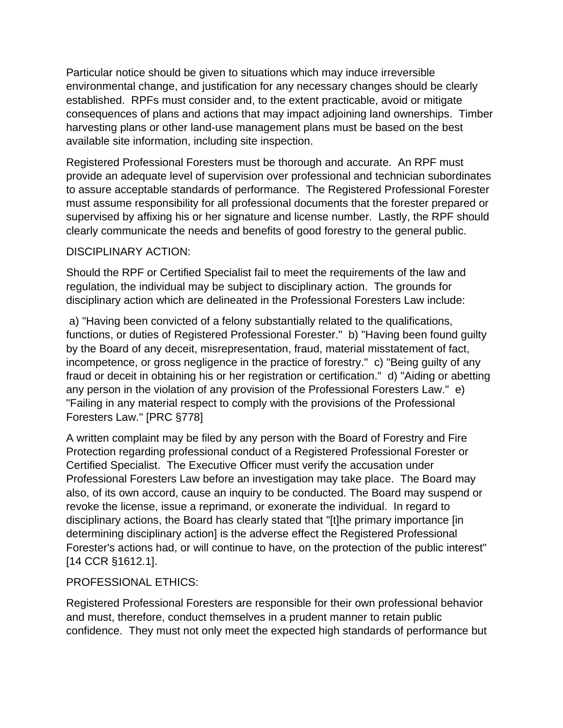Particular notice should be given to situations which may induce irreversible environmental change, and justification for any necessary changes should be clearly established. RPFs must consider and, to the extent practicable, avoid or mitigate consequences of plans and actions that may impact adjoining land ownerships. Timber harvesting plans or other land-use management plans must be based on the best available site information, including site inspection.

Registered Professional Foresters must be thorough and accurate. An RPF must provide an adequate level of supervision over professional and technician subordinates to assure acceptable standards of performance. The Registered Professional Forester must assume responsibility for all professional documents that the forester prepared or supervised by affixing his or her signature and license number. Lastly, the RPF should clearly communicate the needs and benefits of good forestry to the general public.

DISCIPLINARY ACTION:

Should the RPF or Certified Specialist fail to meet the requirements of the law and regulation, the individual may be subject to disciplinary action. The grounds for disciplinary action which are delineated in the Professional Foresters Law include:

a) "Having been convicted of a felony substantially related to the qualifications, functions, or duties of Registered Professional Forester." b) "Having been found guilty by the Board of any deceit, misrepresentation, fraud, material misstatement of fact, incompetence, or gross negligence in the practice of forestry." c) "Being guilty of any fraud or deceit in obtaining his or her registration or certification." d) "Aiding or abetting any person in the violation of any provision of the Professional Foresters Law." e) "Failing in any material respect to comply with the provisions of the Professional Foresters Law." [PRC §778]

A written complaint may be filed by any person with the Board of Forestry and Fire Protection regarding professional conduct of a Registered Professional Forester or Certified Specialist. The Executive Officer must verify the accusation under Professional Foresters Law before an investigation may take place. The Board may also, of its own accord, cause an inquiry to be conducted. The Board may suspend or revoke the license, issue a reprimand, or exonerate the individual. In regard to disciplinary actions, the Board has clearly stated that "[t]he primary importance [in determining disciplinary action] is the adverse effect the Registered Professional Forester's actions had, or will continue to have, on the protection of the public interest" [14 CCR §1612.1].

PROFESSIONAL ETHICS:

Registered Professional Foresters are responsible for their own professional behavior and must, therefore, conduct themselves in a prudent manner to retain public confidence. They must not only meet the expected high standards of performance but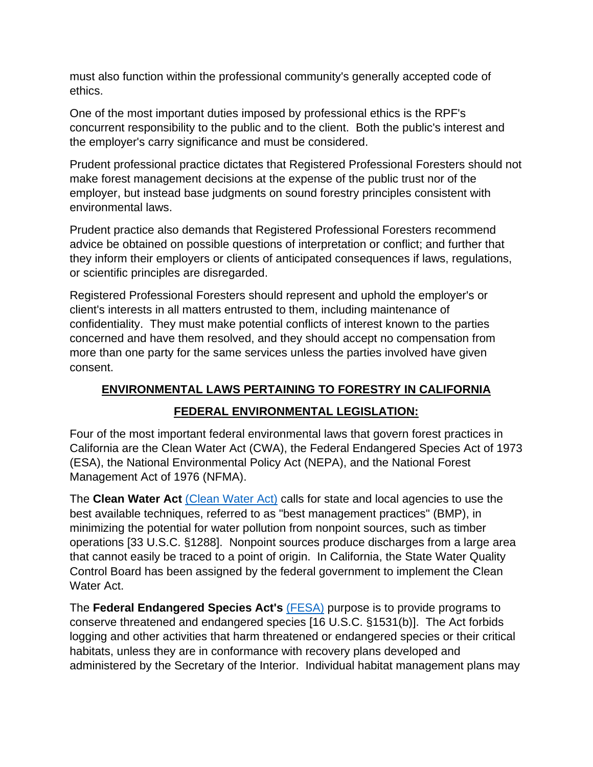must also function within the professional community's generally accepted code of ethics.

One of the most important duties imposed by professional ethics is the RPF's concurrent responsibility to the public and to the client. Both the public's interest and the employer's carry significance and must be considered.

Prudent professional practice dictates that Registered Professional Foresters should not make forest management decisions at the expense of the public trust nor of the employer, but instead base judgments on sound forestry principles consistent with environmental laws.

Prudent practice also demands that Registered Professional Foresters recommend advice be obtained on possible questions of interpretation or conflict; and further that they inform their employers or clients of anticipated consequences if laws, regulations, or scientific principles are disregarded.

Registered Professional Foresters should represent and uphold the employer's or client's interests in all matters entrusted to them, including maintenance of confidentiality. They must make potential conflicts of interest known to the parties concerned and have them resolved, and they should accept no compensation from more than one party for the same services unless the parties involved have given consent.

## ENVIRONMENTAL LAWS PERTAINING TO FORESTRY IN CALIFORNIA

### FEDERAL ENVIRONMENTAL LEGISLATION:

Four of the most important federal environmental laws that govern forest practices in California are the Clean Water Act (CWA), the Federal Endangered Species Act of 1973 (ESA), the National Environmental Policy Act (NEPA), and the National Forest Management Act of 1976 (NFMA).

The **Clean Water Act** (Clean Water Act) calls for state and local agencies to use the best available techniques, referred to as "best management practices" (BMP), in minimizing the potential for water pollution from nonpoint sources, such as timber operations [33 U.S.C. §1288]. Nonpoint sources produce discharges from a large area that cannot easily be traced to a point of origin. In California, the State Water Quality Control Board has been assigned by the federal government to implement the Clean Water Act.

The **Federal Endangered Species Act's** (FESA) purpose is to provide programs to conserve threatened and endangered species [16 U.S.C. §1531(b)]. The Act forbids logging and other activities that harm threatened or endangered species or their critical habitats, unless they are in conformance with recovery plans developed and administered by the Secretary of the Interior. Individual habitat management plans may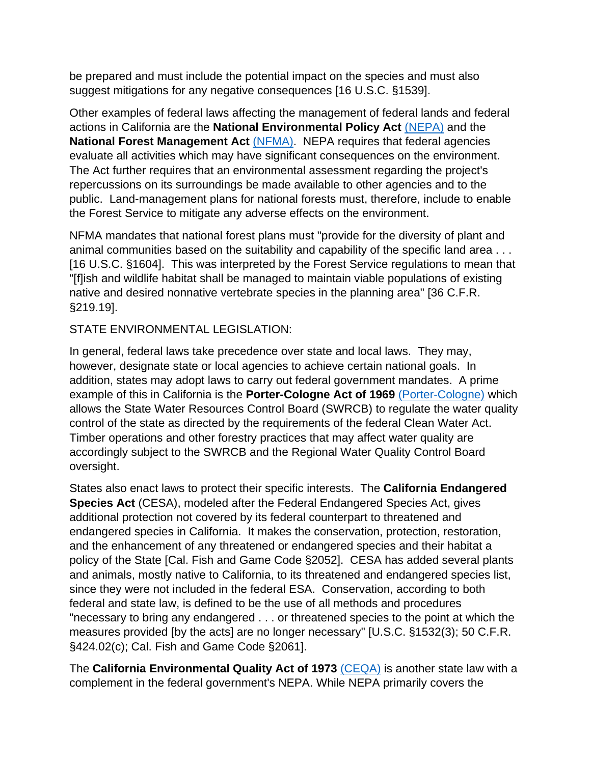be prepared and must include the potential impact on the species and must also suggest mitigations for any negative consequences [16 U.S.C. §1539].

Other examples of federal laws affecting the management of federal lands and federal actions in California are the **National Environmental Policy Act** (NEPA) and the **National Forest Management Act** (NFMA). NEPA requires that federal agencies evaluate all activities which may have significant consequences on the environment. The Act further requires that an environmental assessment regarding the project's repercussions on its surroundings be made available to other agencies and to the public. Land-management plans for national forests must, therefore, include to enable the Forest Service to mitigate any adverse effects on the environment.

NFMA mandates that national forest plans must "provide for the diversity of plant and animal communities based on the suitability and capability of the specific land area . . . [16 U.S.C. §1604]. This was interpreted by the Forest Service regulations to mean that "[f]ish and wildlife habitat shall be managed to maintain viable populations of existing native and desired nonnative vertebrate species in the planning area" [36 C.F.R. §219.19].

STATE ENVIRONMENTAL LEGISLATION:

In general, federal laws take precedence over state and local laws. They may, however, designate state or local agencies to achieve certain national goals. In addition, states may adopt laws to carry out federal government mandates. A prime example of this in California is the **Porter-Cologne Act of 1969** (Porter-Cologne) which allows the State Water Resources Control Board (SWRCB) to regulate the water quality control of the state as directed by the requirements of the federal Clean Water Act. Timber operations and other forestry practices that may affect water quality are accordingly subject to the SWRCB and the Regional Water Quality Control Board oversight.

States also enact laws to protect their specific interests. The **California Endangered Species Act** (CESA), modeled after the Federal Endangered Species Act, gives additional protection not covered by its federal counterpart to threatened and endangered species in California. It makes the conservation, protection, restoration, and the enhancement of any threatened or endangered species and their habitat a policy of the State [Cal. Fish and Game Code §2052]. CESA has added several plants and animals, mostly native to California, to its threatened and endangered species list, since they were not included in the federal ESA. Conservation, according to both federal and state law, is defined to be the use of all methods and procedures "necessary to bring any endangered . . . or threatened species to the point at which the measures provided [by the acts] are no longer necessary" [U.S.C. §1532(3); 50 C.F.R. §424.02(c); Cal. Fish and Game Code §2061].

The **California Environmental Quality Act of 1973** (CEQA) is another state law with a complement in the federal government's NEPA. While NEPA primarily covers the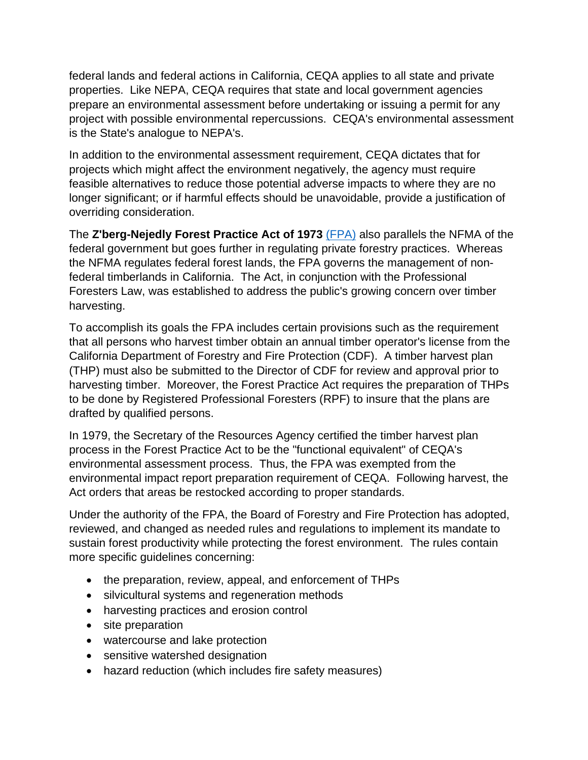federal lands and federal actions in California, CEQA applies to all state and private properties. Like NEPA, CEQA requires that state and local government agencies prepare an environmental assessment before undertaking or issuing a permit for any project with possible environmental repercussions. CEQA's environmental assessment is the State's analogue to NEPA's.

In addition to the environmental assessment requirement, CEQA dictates that for projects which might affect the environment negatively, the agency must require feasible alternatives to reduce those potential adverse impacts to where they are no longer significant; or if harmful effects should be unavoidable, provide a justification of overriding consideration.

The **Z'berg-Nejedly Forest Practice Act of 1973** [(FPA)](#) also parallels the NFMA of the federal government but goes further in regulating private forestry practices. Whereas the NFMA regulates federal forest lands, the FPA governs the management of non-federal timberlands in California. The Act, in conjunction with the Professional Foresters Law, was established to address the public's growing concern over timber harvesting.

To accomplish its goals the FPA includes certain provisions such as the requirement that all persons who harvest timber obtain an annual timber operator's license from the California Department of Forestry and Fire Protection (CDF). A timber harvest plan (THP) must also be submitted to the Director of CDF for review and approval prior to harvesting timber. Moreover, the Forest Practice Act requires the preparation of THPs to be done by Registered Professional Foresters (RPF) to insure that the plans are drafted by qualified persons.

In 1979, the Secretary of the Resources Agency certified the timber harvest plan process in the Forest Practice Act to be the "functional equivalent" of CEQA's environmental assessment process. Thus, the FPA was exempted from the environmental impact report preparation requirement of CEQA. Following harvest, the Act orders that areas be restocked according to proper standards.

Under the authority of the FPA, the Board of Forestry and Fire Protection has adopted, reviewed, and changed as needed rules and regulations to implement its mandate to sustain forest productivity while protecting the forest environment. The rules contain more specific guidelines concerning:

- the preparation, review, appeal, and enforcement of THPs
- silvicultural systems and regeneration methods
- harvesting practices and erosion control
- site preparation
- watercourse and lake protection
- sensitive watershed designation
- hazard reduction (which includes fire safety measures)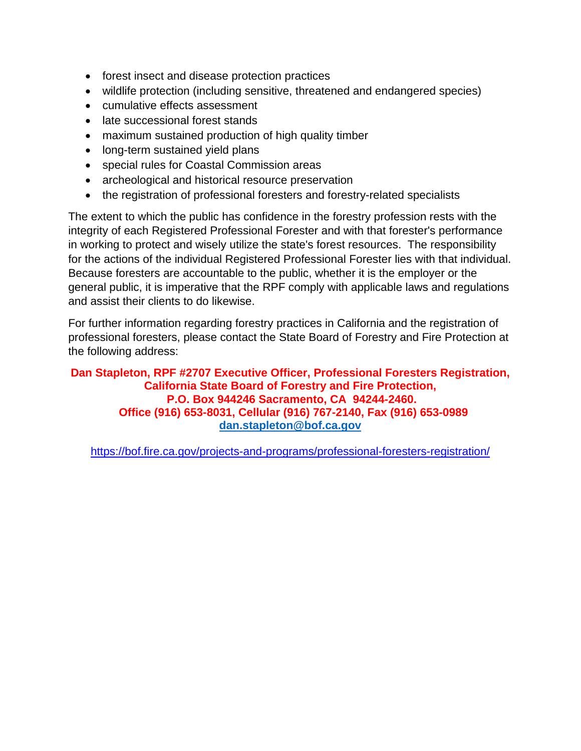- forest insect and disease protection practices
- wildlife protection (including sensitive, threatened and endangered species)
- cumulative effects assessment
- late successional forest stands
- maximum sustained production of high quality timber
- long-term sustained yield plans
- special rules for Coastal Commission areas
- archeological and historical resource preservation
- the registration of professional foresters and forestry-related specialists

The extent to which the public has confidence in the forestry profession rests with the integrity of each Registered Professional Forester and with that forester's performance in working to protect and wisely utilize the state's forest resources. The responsibility for the actions of the individual Registered Professional Forester lies with that individual. Because foresters are accountable to the public, whether it is the employer or the general public, it is imperative that the RPF comply with applicable laws and regulations and assist their clients to do likewise.

For further information regarding forestry practices in California and the registration of professional foresters, please contact the State Board of Forestry and Fire Protection at the following address:

**Dan Stapleton, RPF #2707 Executive Officer, Professional Foresters Registration,**
**California State Board of Forestry and Fire Protection,**
**P.O. Box 944246 Sacramento, CA 94244-2460.**
**Office (916) 653-8031, Cellular (916) 767-2140, Fax (916) 653-0989**
**dan.stapleton@bof.ca.gov**

https://bof.fire.ca.gov/projects-and-programs/professional-foresters-registration/